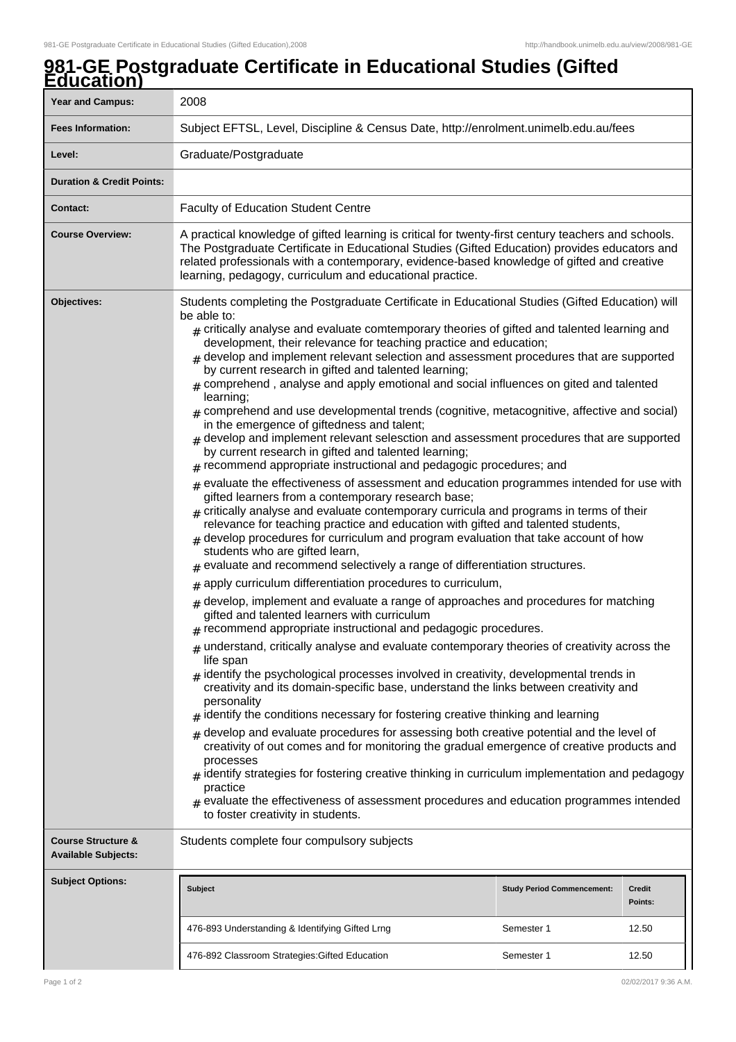# 981-GE Postgraduate Certificate in Educational Studies (Gifted Education)

| | |
|---|---|
| **Year and Campus:** | 2008 |
| **Fees Information:** | Subject EFTSL, Level, Discipline & Census Date, http://enrolment.unimelb.edu.au/fees |
| **Level:** | Graduate/Postgraduate |
| **Duration & Credit Points:** | |
| **Contact:** | Faculty of Education Student Centre |
| **Course Overview:** | A practical knowledge of gifted learning is critical for twenty-first century teachers and schools. The Postgraduate Certificate in Educational Studies (Gifted Education) provides educators and related professionals with a contemporary, evidence-based knowledge of gifted and creative learning, pedagogy, curriculum and educational practice. |
| **Objectives:** | Students completing the Postgraduate Certificate in Educational Studies (Gifted Education) will be able to: <br># critically analyse and evaluate comtemporary theories of gifted and talented learning and development, their relevance for teaching practice and education; <br># develop and implement relevant selection and assessment procedures that are supported by current research in gifted and talented learning; <br># comprehend , analyse and apply emotional and social influences on gited and talented learning; <br># comprehend and use developmental trends (cognitive, metacognitive, affective and social) in the emergence of giftedness and talent; <br># develop and implement relevant selesction and assessment procedures that are supported by current research in gifted and talented learning; <br># recommend appropriate instructional and pedagogic procedures; and <br># evaluate the effectiveness of assessment and education programmes intended for use with gifted learners from a contemporary research base; <br># critically analyse and evaluate contemporary curricula and programs in terms of their relevance for teaching practice and education with gifted and talented students, <br># develop procedures for curriculum and program evaluation that take account of how students who are gifted learn, <br># evaluate and recommend selectively a range of differentiation structures. <br># apply curriculum differentiation procedures to curriculum, <br># develop, implement and evaluate a range of approaches and procedures for matching gifted and talented learners with curriculum <br># recommend appropriate instructional and pedagogic procedures. <br># understand, critically analyse and evaluate contemporary theories of creativity across the life span <br># identify the psychological processes involved in creativity, developmental trends in creativity and its domain-specific base, understand the links between creativity and personality <br># identify the conditions necessary for fostering creative thinking and learning <br># develop and evaluate procedures for assessing both creative potential and the level of creativity of out comes and for monitoring the gradual emergence of creative products and processes <br># identify strategies for fostering creative thinking in curriculum implementation and pedagogy practice <br># evaluate the effectiveness of assessment procedures and education programmes intended to foster creativity in students. |
| **Course Structure & Available Subjects:** | Students complete four compulsory subjects |
| **Subject Options:** | |

| Subject | Study Period Commencement: | Credit Points: |
|---|---|---|
| 476-893 Understanding & Identifying Gifted Lrng | Semester 1 | 12.50 |
| 476-892 Classroom Strategies:Gifted Education | Semester 1 | 12.50 |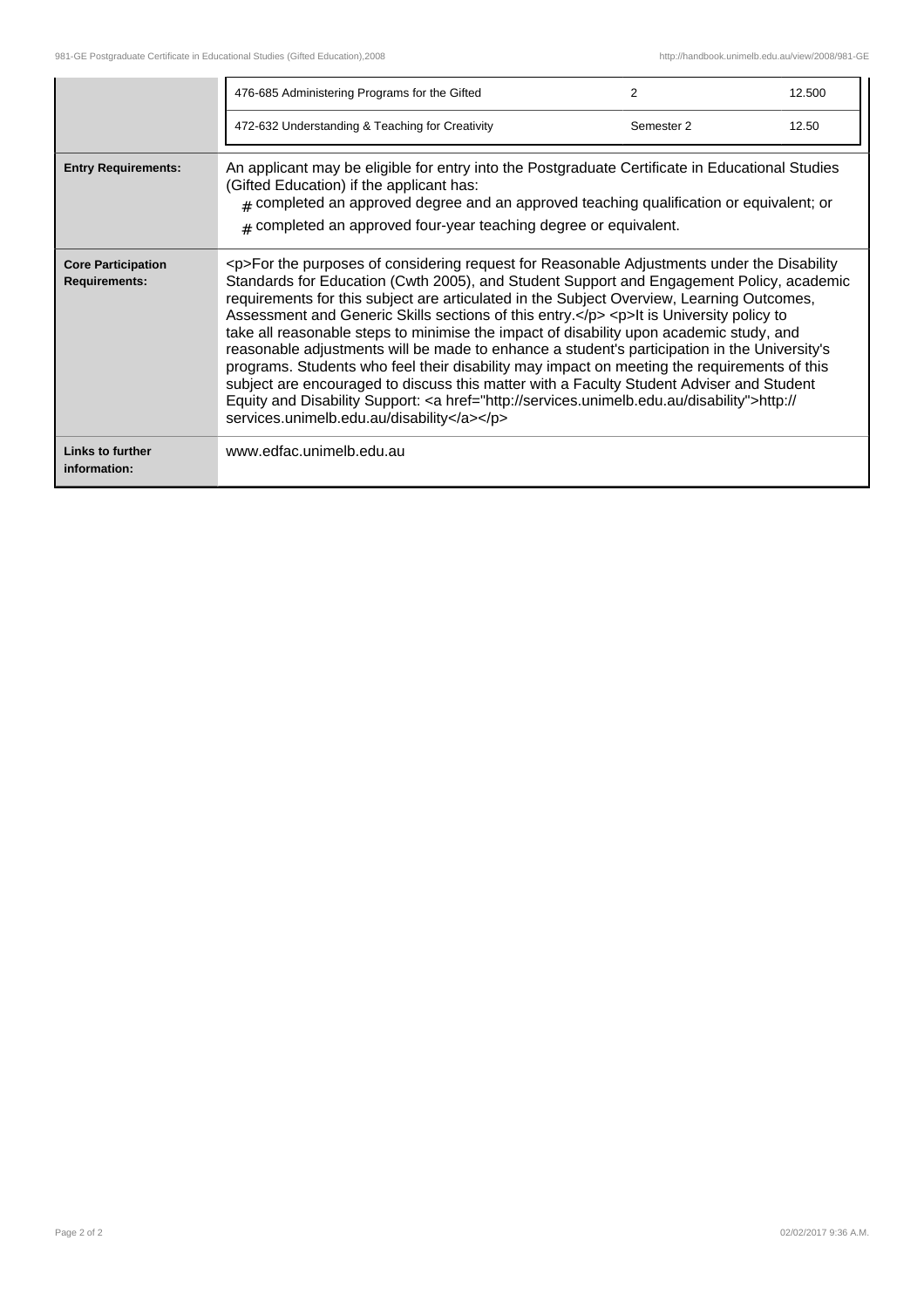| | | | |
|---|---|---|---|
| | 476-685 Administering Programs for the Gifted | 2 | 12.500 |
| | 472-632 Understanding & Teaching for Creativity | Semester 2 | 12.50 |
| **Entry Requirements:** | An applicant may be eligible for entry into the Postgraduate Certificate in Educational Studies (Gifted Education) if the applicant has:<br># completed an approved degree and an approved teaching qualification or equivalent; or<br># completed an approved four-year teaching degree or equivalent. | | |
| **Core Participation Requirements:** | <p>For the purposes of considering request for Reasonable Adjustments under the Disability Standards for Education (Cwth 2005), and Student Support and Engagement Policy, academic requirements for this subject are articulated in the Subject Overview, Learning Outcomes, Assessment and Generic Skills sections of this entry.</p> <p>It is University policy to take all reasonable steps to minimise the impact of disability upon academic study, and reasonable adjustments will be made to enhance a student's participation in the University's programs. Students who feel their disability may impact on meeting the requirements of this subject are encouraged to discuss this matter with a Faculty Student Adviser and Student Equity and Disability Support: <a href="http://services.unimelb.edu.au/disability">http://services.unimelb.edu.au/disability</a></p> | | |
| **Links to further information:** | www.edfac.unimelb.edu.au | | |